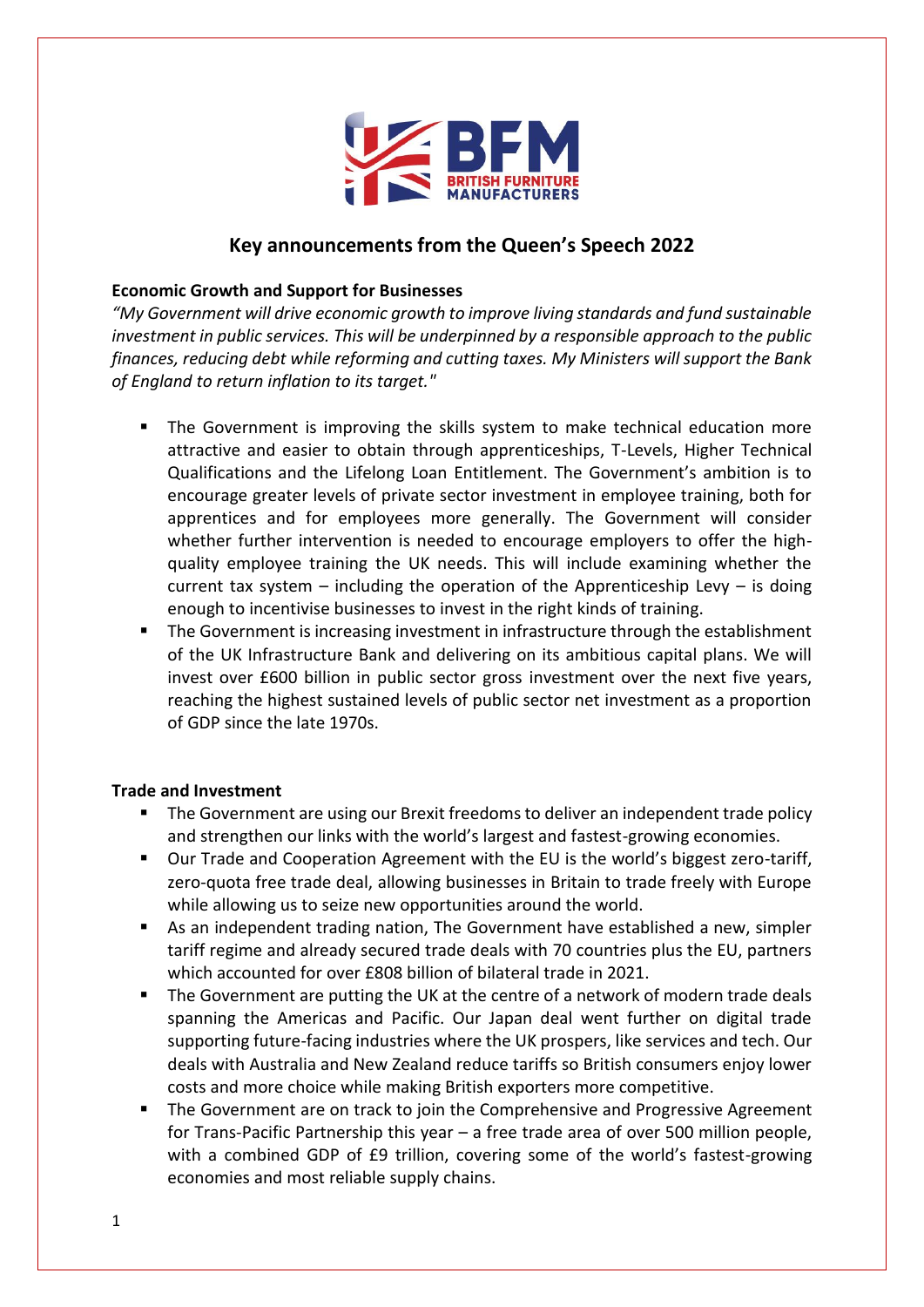# Key announcements from the Queen's Speech 2022

**Economic Growth and Support for Businesses**

*"My Government will drive economic growth to improve living standards and fund sustainable investment in public services. This will be underpinned by a responsible approach to the public finances, reducing debt while reforming and cutting taxes. My Ministers will support the Bank of England to return inflation to its target."*

- The Government is improving the skills system to make technical education more attractive and easier to obtain through apprenticeships, T-Levels, Higher Technical Qualifications and the Lifelong Loan Entitlement. The Government's ambition is to encourage greater levels of private sector investment in employee training, both for apprentices and for employees more generally. The Government will consider whether further intervention is needed to encourage employers to offer the high-quality employee training the UK needs. This will include examining whether the current tax system – including the operation of the Apprenticeship Levy – is doing enough to incentivise businesses to invest in the right kinds of training.
- The Government is increasing investment in infrastructure through the establishment of the UK Infrastructure Bank and delivering on its ambitious capital plans. We will invest over £600 billion in public sector gross investment over the next five years, reaching the highest sustained levels of public sector net investment as a proportion of GDP since the late 1970s.

**Trade and Investment**

- The Government are using our Brexit freedoms to deliver an independent trade policy and strengthen our links with the world's largest and fastest-growing economies.
- Our Trade and Cooperation Agreement with the EU is the world's biggest zero-tariff, zero-quota free trade deal, allowing businesses in Britain to trade freely with Europe while allowing us to seize new opportunities around the world.
- As an independent trading nation, The Government have established a new, simpler tariff regime and already secured trade deals with 70 countries plus the EU, partners which accounted for over £808 billion of bilateral trade in 2021.
- The Government are putting the UK at the centre of a network of modern trade deals spanning the Americas and Pacific. Our Japan deal went further on digital trade supporting future-facing industries where the UK prospers, like services and tech. Our deals with Australia and New Zealand reduce tariffs so British consumers enjoy lower costs and more choice while making British exporters more competitive.
- The Government are on track to join the Comprehensive and Progressive Agreement for Trans-Pacific Partnership this year – a free trade area of over 500 million people, with a combined GDP of £9 trillion, covering some of the world's fastest-growing economies and most reliable supply chains.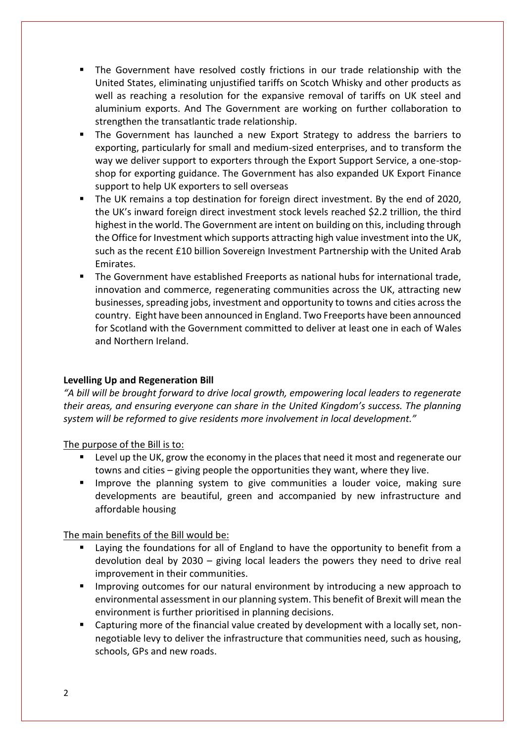- The Government have resolved costly frictions in our trade relationship with the United States, eliminating unjustified tariffs on Scotch Whisky and other products as well as reaching a resolution for the expansive removal of tariffs on UK steel and aluminium exports. And The Government are working on further collaboration to strengthen the transatlantic trade relationship.
- The Government has launched a new Export Strategy to address the barriers to exporting, particularly for small and medium-sized enterprises, and to transform the way we deliver support to exporters through the Export Support Service, a one-stop-shop for exporting guidance. The Government has also expanded UK Export Finance support to help UK exporters to sell overseas
- The UK remains a top destination for foreign direct investment. By the end of 2020, the UK's inward foreign direct investment stock levels reached $2.2 trillion, the third highest in the world. The Government are intent on building on this, including through the Office for Investment which supports attracting high value investment into the UK, such as the recent £10 billion Sovereign Investment Partnership with the United Arab Emirates.
- The Government have established Freeports as national hubs for international trade, innovation and commerce, regenerating communities across the UK, attracting new businesses, spreading jobs, investment and opportunity to towns and cities across the country. Eight have been announced in England. Two Freeports have been announced for Scotland with the Government committed to deliver at least one in each of Wales and Northern Ireland.

**Levelling Up and Regeneration Bill**

*"A bill will be brought forward to drive local growth, empowering local leaders to regenerate their areas, and ensuring everyone can share in the United Kingdom's success. The planning system will be reformed to give residents more involvement in local development."*

The purpose of the Bill is to:

- Level up the UK, grow the economy in the places that need it most and regenerate our towns and cities – giving people the opportunities they want, where they live.
- Improve the planning system to give communities a louder voice, making sure developments are beautiful, green and accompanied by new infrastructure and affordable housing

The main benefits of the Bill would be:

- Laying the foundations for all of England to have the opportunity to benefit from a devolution deal by 2030 – giving local leaders the powers they need to drive real improvement in their communities.
- Improving outcomes for our natural environment by introducing a new approach to environmental assessment in our planning system. This benefit of Brexit will mean the environment is further prioritised in planning decisions.
- Capturing more of the financial value created by development with a locally set, non-negotiable levy to deliver the infrastructure that communities need, such as housing, schools, GPs and new roads.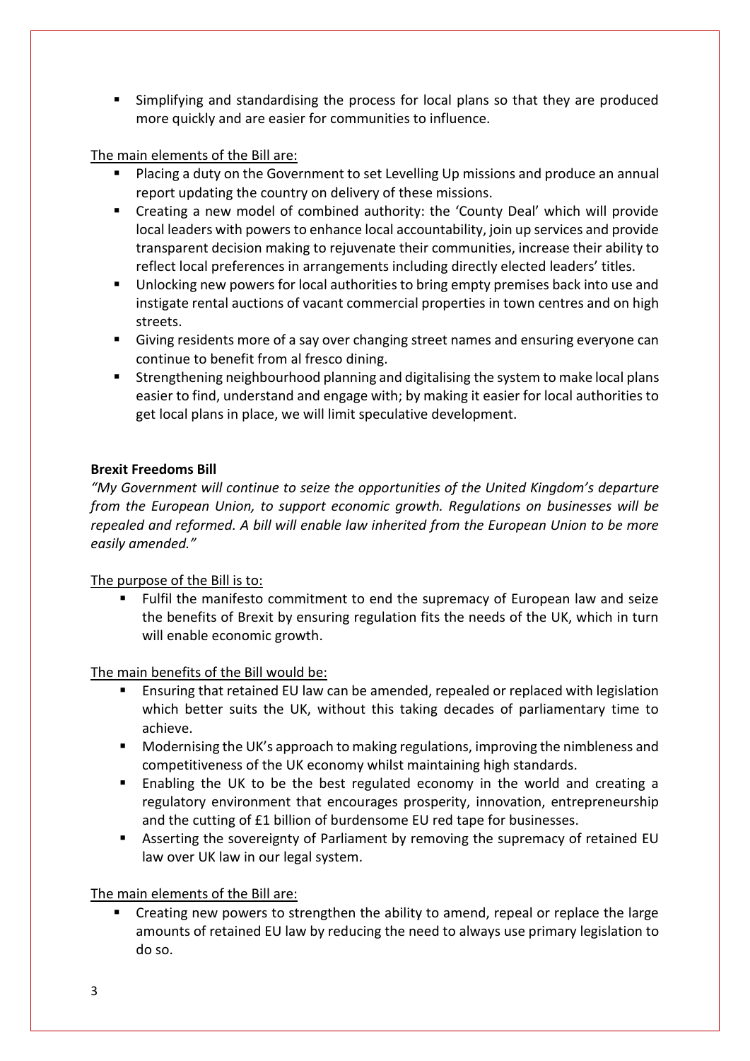- Simplifying and standardising the process for local plans so that they are produced more quickly and are easier for communities to influence.

The main elements of the Bill are:

- Placing a duty on the Government to set Levelling Up missions and produce an annual report updating the country on delivery of these missions.
- Creating a new model of combined authority: the 'County Deal' which will provide local leaders with powers to enhance local accountability, join up services and provide transparent decision making to rejuvenate their communities, increase their ability to reflect local preferences in arrangements including directly elected leaders' titles.
- Unlocking new powers for local authorities to bring empty premises back into use and instigate rental auctions of vacant commercial properties in town centres and on high streets.
- Giving residents more of a say over changing street names and ensuring everyone can continue to benefit from al fresco dining.
- Strengthening neighbourhood planning and digitalising the system to make local plans easier to find, understand and engage with; by making it easier for local authorities to get local plans in place, we will limit speculative development.

**Brexit Freedoms Bill**

*"My Government will continue to seize the opportunities of the United Kingdom's departure from the European Union, to support economic growth. Regulations on businesses will be repealed and reformed. A bill will enable law inherited from the European Union to be more easily amended."*

The purpose of the Bill is to:

- Fulfil the manifesto commitment to end the supremacy of European law and seize the benefits of Brexit by ensuring regulation fits the needs of the UK, which in turn will enable economic growth.

The main benefits of the Bill would be:

- Ensuring that retained EU law can be amended, repealed or replaced with legislation which better suits the UK, without this taking decades of parliamentary time to achieve.
- Modernising the UK's approach to making regulations, improving the nimbleness and competitiveness of the UK economy whilst maintaining high standards.
- Enabling the UK to be the best regulated economy in the world and creating a regulatory environment that encourages prosperity, innovation, entrepreneurship and the cutting of £1 billion of burdensome EU red tape for businesses.
- Asserting the sovereignty of Parliament by removing the supremacy of retained EU law over UK law in our legal system.

The main elements of the Bill are:

- Creating new powers to strengthen the ability to amend, repeal or replace the large amounts of retained EU law by reducing the need to always use primary legislation to do so.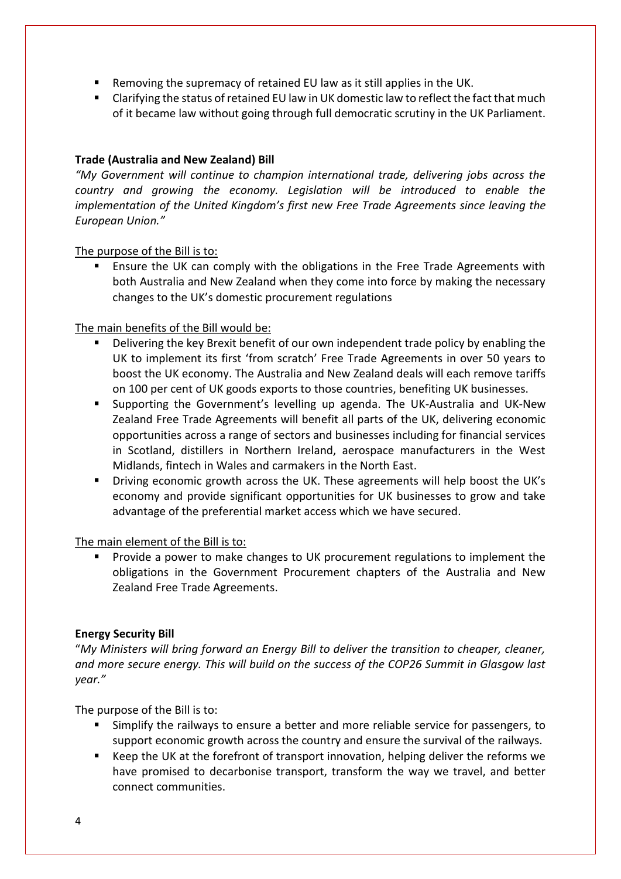- Removing the supremacy of retained EU law as it still applies in the UK.
- Clarifying the status of retained EU law in UK domestic law to reflect the fact that much of it became law without going through full democratic scrutiny in the UK Parliament.

**Trade (Australia and New Zealand) Bill**

*"My Government will continue to champion international trade, delivering jobs across the country and growing the economy. Legislation will be introduced to enable the implementation of the United Kingdom's first new Free Trade Agreements since leaving the European Union."*

The purpose of the Bill is to:

- Ensure the UK can comply with the obligations in the Free Trade Agreements with both Australia and New Zealand when they come into force by making the necessary changes to the UK's domestic procurement regulations

The main benefits of the Bill would be:

- Delivering the key Brexit benefit of our own independent trade policy by enabling the UK to implement its first 'from scratch' Free Trade Agreements in over 50 years to boost the UK economy. The Australia and New Zealand deals will each remove tariffs on 100 per cent of UK goods exports to those countries, benefiting UK businesses.
- Supporting the Government's levelling up agenda. The UK-Australia and UK-New Zealand Free Trade Agreements will benefit all parts of the UK, delivering economic opportunities across a range of sectors and businesses including for financial services in Scotland, distillers in Northern Ireland, aerospace manufacturers in the West Midlands, fintech in Wales and carmakers in the North East.
- Driving economic growth across the UK. These agreements will help boost the UK's economy and provide significant opportunities for UK businesses to grow and take advantage of the preferential market access which we have secured.

The main element of the Bill is to:

- Provide a power to make changes to UK procurement regulations to implement the obligations in the Government Procurement chapters of the Australia and New Zealand Free Trade Agreements.

**Energy Security Bill**

"*My Ministers will bring forward an Energy Bill to deliver the transition to cheaper, cleaner, and more secure energy. This will build on the success of the COP26 Summit in Glasgow last year."*

The purpose of the Bill is to:

- Simplify the railways to ensure a better and more reliable service for passengers, to support economic growth across the country and ensure the survival of the railways.
- Keep the UK at the forefront of transport innovation, helping deliver the reforms we have promised to decarbonise transport, transform the way we travel, and better connect communities.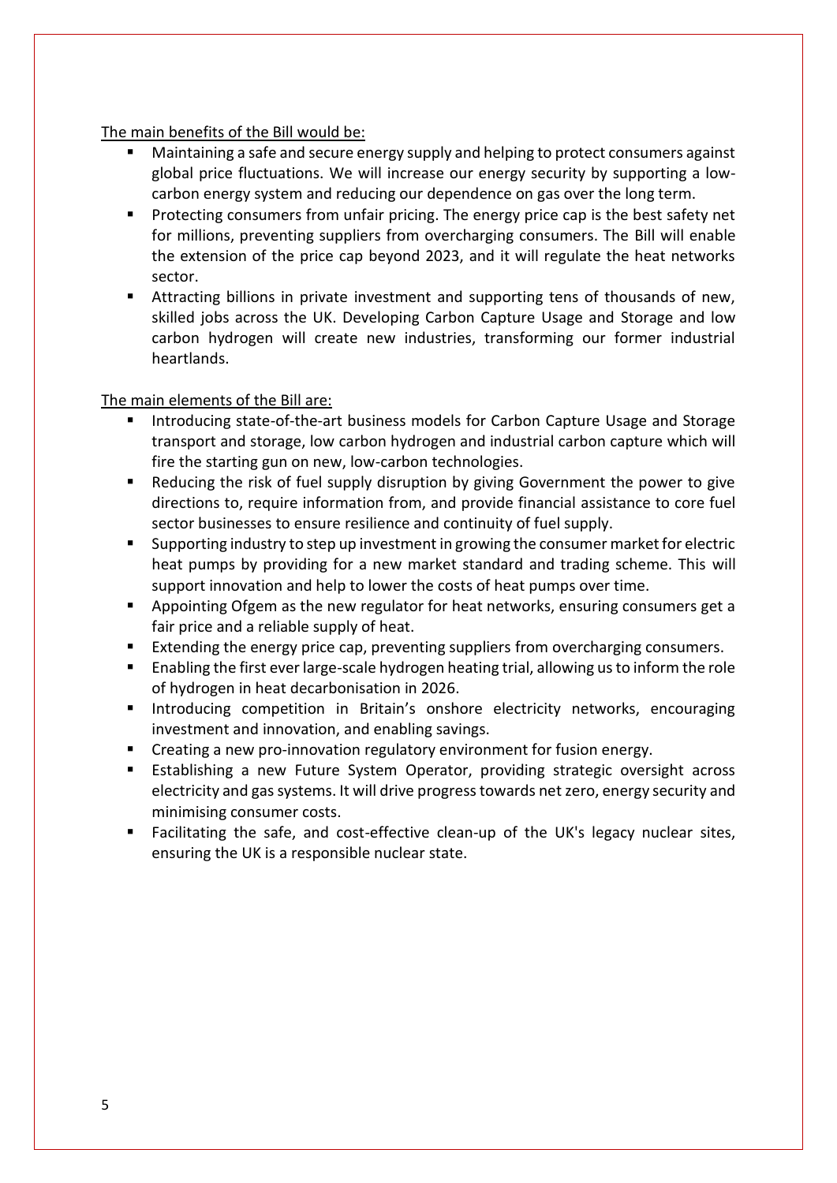<u>The main benefits of the Bill would be:</u>

- Maintaining a safe and secure energy supply and helping to protect consumers against global price fluctuations. We will increase our energy security by supporting a low-carbon energy system and reducing our dependence on gas over the long term.
- Protecting consumers from unfair pricing. The energy price cap is the best safety net for millions, preventing suppliers from overcharging consumers. The Bill will enable the extension of the price cap beyond 2023, and it will regulate the heat networks sector.
- Attracting billions in private investment and supporting tens of thousands of new, skilled jobs across the UK. Developing Carbon Capture Usage and Storage and low carbon hydrogen will create new industries, transforming our former industrial heartlands.

<u>The main elements of the Bill are:</u>

- Introducing state-of-the-art business models for Carbon Capture Usage and Storage transport and storage, low carbon hydrogen and industrial carbon capture which will fire the starting gun on new, low-carbon technologies.
- Reducing the risk of fuel supply disruption by giving Government the power to give directions to, require information from, and provide financial assistance to core fuel sector businesses to ensure resilience and continuity of fuel supply.
- Supporting industry to step up investment in growing the consumer market for electric heat pumps by providing for a new market standard and trading scheme. This will support innovation and help to lower the costs of heat pumps over time.
- Appointing Ofgem as the new regulator for heat networks, ensuring consumers get a fair price and a reliable supply of heat.
- Extending the energy price cap, preventing suppliers from overcharging consumers.
- Enabling the first ever large-scale hydrogen heating trial, allowing us to inform the role of hydrogen in heat decarbonisation in 2026.
- Introducing competition in Britain's onshore electricity networks, encouraging investment and innovation, and enabling savings.
- Creating a new pro-innovation regulatory environment for fusion energy.
- Establishing a new Future System Operator, providing strategic oversight across electricity and gas systems. It will drive progress towards net zero, energy security and minimising consumer costs.
- Facilitating the safe, and cost-effective clean-up of the UK's legacy nuclear sites, ensuring the UK is a responsible nuclear state.